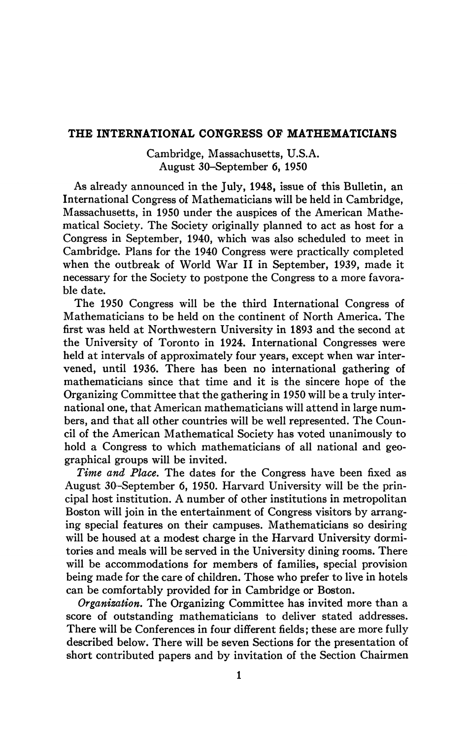# THE INTERNATIONAL CONGRESS OF MATHEMATICIANS

Cambridge, Massachusetts, U.S.A.
August 30–September 6, 1950

As already announced in the July, 1948, issue of this Bulletin, an International Congress of Mathematicians will be held in Cambridge, Massachusetts, in 1950 under the auspices of the American Mathematical Society. The Society originally planned to act as host for a Congress in September, 1940, which was also scheduled to meet in Cambridge. Plans for the 1940 Congress were practically completed when the outbreak of World War II in September, 1939, made it necessary for the Society to postpone the Congress to a more favorable date.

The 1950 Congress will be the third International Congress of Mathematicians to be held on the continent of North America. The first was held at Northwestern University in 1893 and the second at the University of Toronto in 1924. International Congresses were held at intervals of approximately four years, except when war intervened, until 1936. There has been no international gathering of mathematicians since that time and it is the sincere hope of the Organizing Committee that the gathering in 1950 will be a truly international one, that American mathematicians will attend in large numbers, and that all other countries will be well represented. The Council of the American Mathematical Society has voted unanimously to hold a Congress to which mathematicians of all national and geographical groups will be invited.

*Time and Place.* The dates for the Congress have been fixed as August 30–September 6, 1950. Harvard University will be the principal host institution. A number of other institutions in metropolitan Boston will join in the entertainment of Congress visitors by arranging special features on their campuses. Mathematicians so desiring will be housed at a modest charge in the Harvard University dormitories and meals will be served in the University dining rooms. There will be accommodations for members of families, special provision being made for the care of children. Those who prefer to live in hotels can be comfortably provided for in Cambridge or Boston.

*Organization.* The Organizing Committee has invited more than a score of outstanding mathematicians to deliver stated addresses. There will be Conferences in four different fields; these are more fully described below. There will be seven Sections for the presentation of short contributed papers and by invitation of the Section Chairmen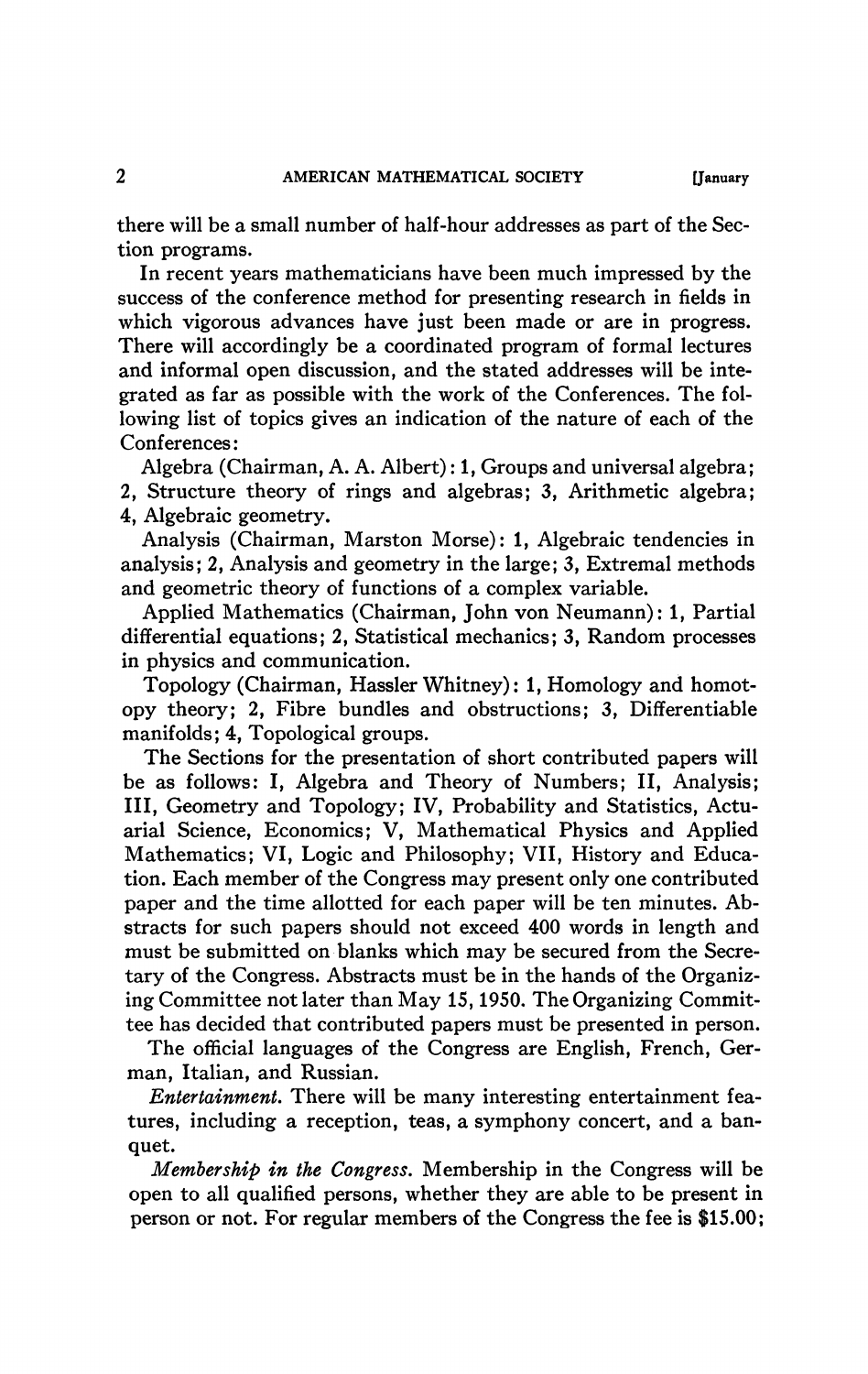there will be a small number of half-hour addresses as part of the Section programs.

In recent years mathematicians have been much impressed by the success of the conference method for presenting research in fields in which vigorous advances have just been made or are in progress. There will accordingly be a coordinated program of formal lectures and informal open discussion, and the stated addresses will be integrated as far as possible with the work of the Conferences. The following list of topics gives an indication of the nature of each of the Conferences:

Algebra (Chairman, A. A. Albert): 1, Groups and universal algebra; 2, Structure theory of rings and algebras; 3, Arithmetic algebra; 4, Algebraic geometry.

Analysis (Chairman, Marston Morse): 1, Algebraic tendencies in analysis; 2, Analysis and geometry in the large; 3, Extremal methods and geometric theory of functions of a complex variable.

Applied Mathematics (Chairman, John von Neumann): 1, Partial differential equations; 2, Statistical mechanics; 3, Random processes in physics and communication.

Topology (Chairman, Hassler Whitney): 1, Homology and homotopy theory; 2, Fibre bundles and obstructions; 3, Differentiable manifolds; 4, Topological groups.

The Sections for the presentation of short contributed papers will be as follows: I, Algebra and Theory of Numbers; II, Analysis; III, Geometry and Topology; IV, Probability and Statistics, Actuarial Science, Economics; V, Mathematical Physics and Applied Mathematics; VI, Logic and Philosophy; VII, History and Education. Each member of the Congress may present only one contributed paper and the time allotted for each paper will be ten minutes. Abstracts for such papers should not exceed 400 words in length and must be submitted on blanks which may be secured from the Secretary of the Congress. Abstracts must be in the hands of the Organizing Committee not later than May 15, 1950. The Organizing Committee has decided that contributed papers must be presented in person.

The official languages of the Congress are English, French, German, Italian, and Russian.

*Entertainment.* There will be many interesting entertainment features, including a reception, teas, a symphony concert, and a banquet.

*Membership in the Congress.* Membership in the Congress will be open to all qualified persons, whether they are able to be present in person or not. For regular members of the Congress the fee is $15.00;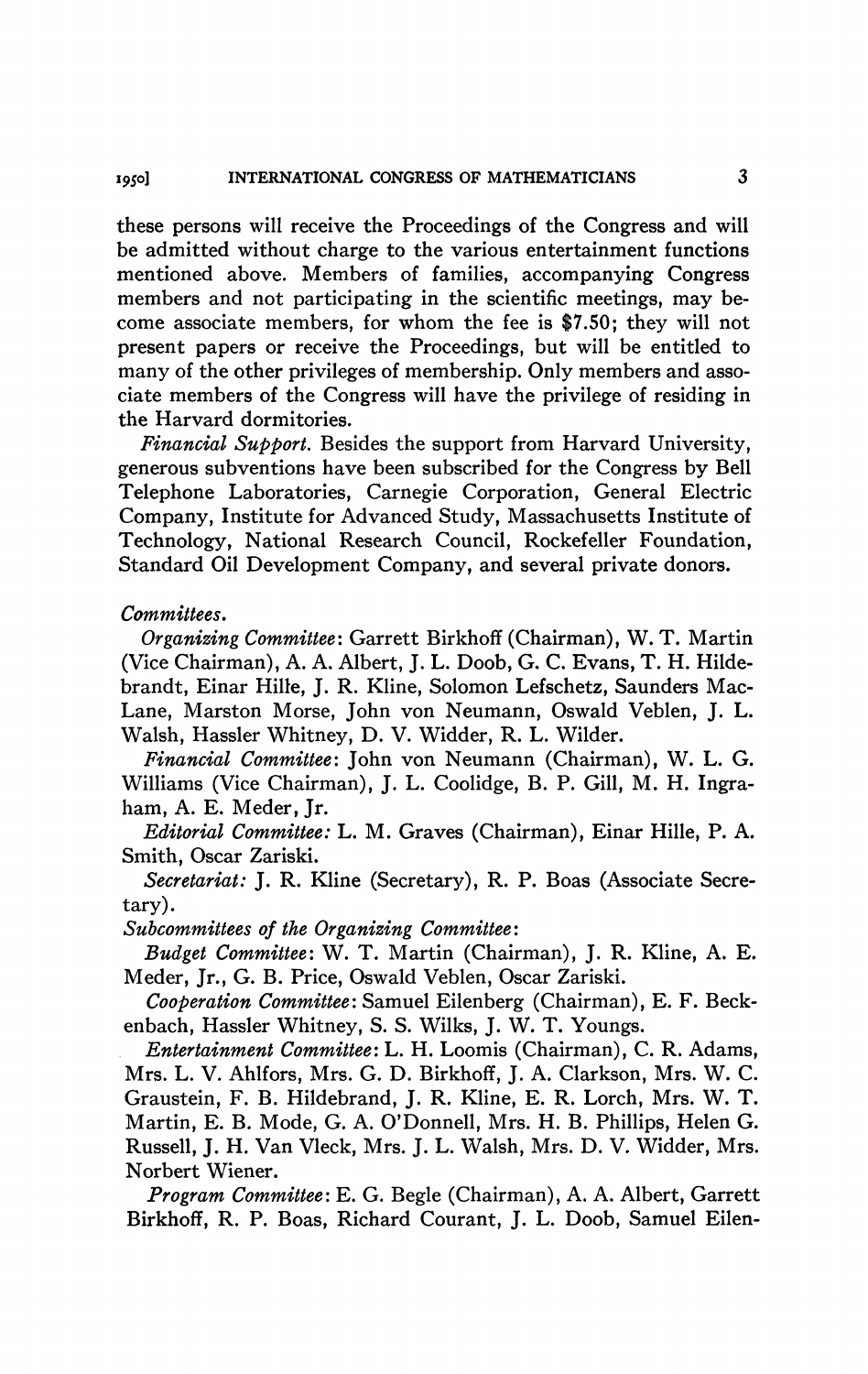these persons will receive the Proceedings of the Congress and will be admitted without charge to the various entertainment functions mentioned above. Members of families, accompanying Congress members and not participating in the scientific meetings, may become associate members, for whom the fee is $7.50; they will not present papers or receive the Proceedings, but will be entitled to many of the other privileges of membership. Only members and associate members of the Congress will have the privilege of residing in the Harvard dormitories.

*Financial Support.* Besides the support from Harvard University, generous subventions have been subscribed for the Congress by Bell Telephone Laboratories, Carnegie Corporation, General Electric Company, Institute for Advanced Study, Massachusetts Institute of Technology, National Research Council, Rockefeller Foundation, Standard Oil Development Company, and several private donors.

*Committees.*

*Organizing Committee*: Garrett Birkhoff (Chairman), W. T. Martin (Vice Chairman), A. A. Albert, J. L. Doob, G. C. Evans, T. H. Hildebrandt, Einar Hille, J. R. Kline, Solomon Lefschetz, Saunders MacLane, Marston Morse, John von Neumann, Oswald Veblen, J. L. Walsh, Hassler Whitney, D. V. Widder, R. L. Wilder.

*Financial Committee*: John von Neumann (Chairman), W. L. G. Williams (Vice Chairman), J. L. Coolidge, B. P. Gill, M. H. Ingraham, A. E. Meder, Jr.

*Editorial Committee:* L. M. Graves (Chairman), Einar Hille, P. A. Smith, Oscar Zariski.

*Secretariat:* J. R. Kline (Secretary), R. P. Boas (Associate Secretary).

*Subcommittees of the Organizing Committee*:

*Budget Committee*: W. T. Martin (Chairman), J. R. Kline, A. E. Meder, Jr., G. B. Price, Oswald Veblen, Oscar Zariski.

*Cooperation Committee*: Samuel Eilenberg (Chairman), E. F. Beckenbach, Hassler Whitney, S. S. Wilks, J. W. T. Youngs.

*Entertainment Committee*: L. H. Loomis (Chairman), C. R. Adams, Mrs. L. V. Ahlfors, Mrs. G. D. Birkhoff, J. A. Clarkson, Mrs. W. C. Graustein, F. B. Hildebrand, J. R. Kline, E. R. Lorch, Mrs. W. T. Martin, E. B. Mode, G. A. O'Donnell, Mrs. H. B. Phillips, Helen G. Russell, J. H. Van Vleck, Mrs. J. L. Walsh, Mrs. D. V. Widder, Mrs. Norbert Wiener.

*Program Committee*: E. G. Begle (Chairman), A. A. Albert, Garrett Birkhoff, R. P. Boas, Richard Courant, J. L. Doob, Samuel Eilen-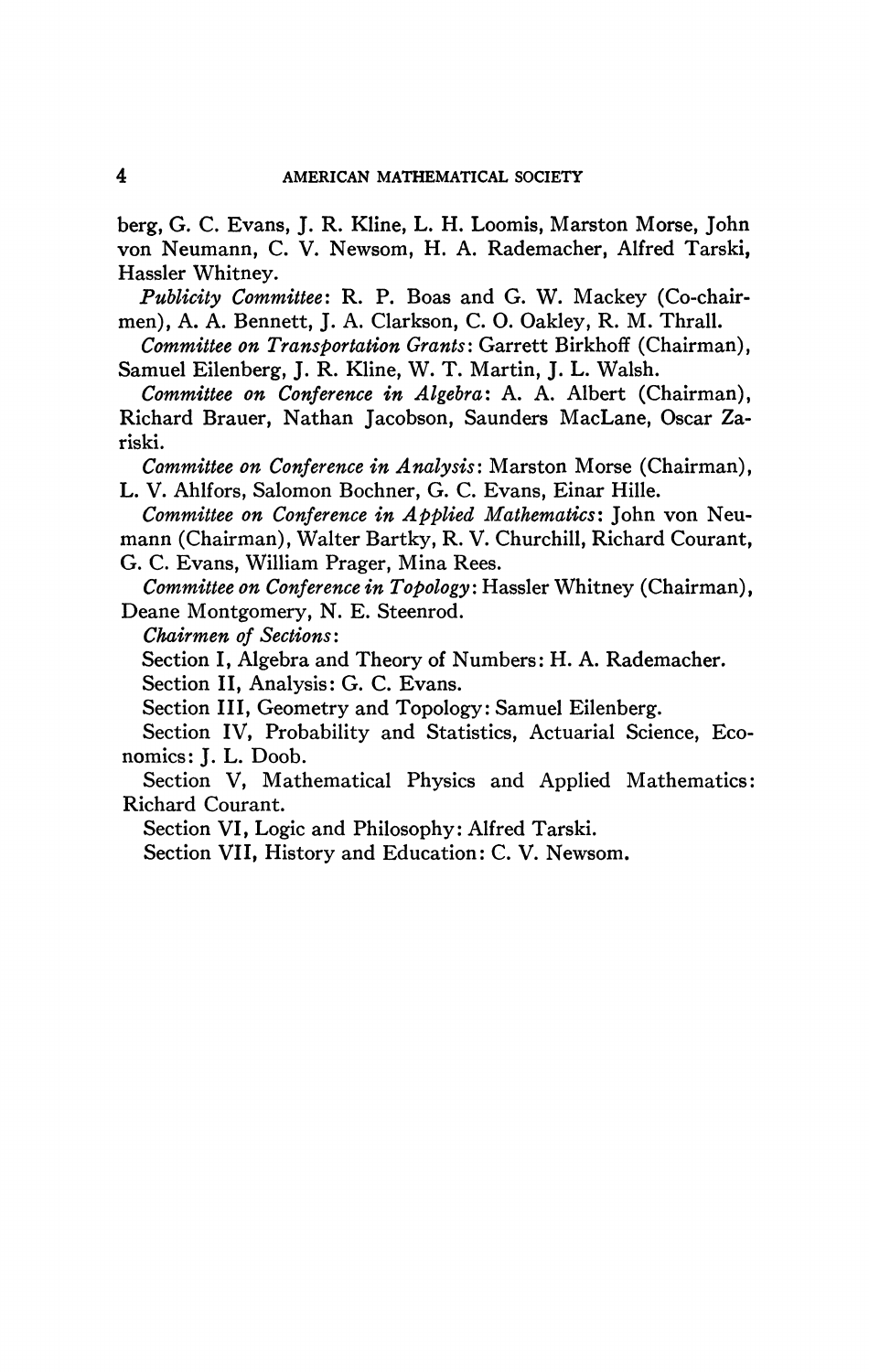berg, G. C. Evans, J. R. Kline, L. H. Loomis, Marston Morse, John von Neumann, C. V. Newsom, H. A. Rademacher, Alfred Tarski, Hassler Whitney.

*Publicity Committee*: R. P. Boas and G. W. Mackey (Co-chairmen), A. A. Bennett, J. A. Clarkson, C. O. Oakley, R. M. Thrall.

*Committee on Transportation Grants*: Garrett Birkhoff (Chairman), Samuel Eilenberg, J. R. Kline, W. T. Martin, J. L. Walsh.

*Committee on Conference in Algebra*: A. A. Albert (Chairman), Richard Brauer, Nathan Jacobson, Saunders MacLane, Oscar Zariski.

*Committee on Conference in Analysis*: Marston Morse (Chairman), L. V. Ahlfors, Salomon Bochner, G. C. Evans, Einar Hille.

*Committee on Conference in Applied Mathematics*: John von Neumann (Chairman), Walter Bartky, R. V. Churchill, Richard Courant, G. C. Evans, William Prager, Mina Rees.

*Committee on Conference in Topology*: Hassler Whitney (Chairman), Deane Montgomery, N. E. Steenrod.

*Chairmen of Sections*:

Section I, Algebra and Theory of Numbers: H. A. Rademacher.

Section II, Analysis: G. C. Evans.

Section III, Geometry and Topology: Samuel Eilenberg.

Section IV, Probability and Statistics, Actuarial Science, Economics: J. L. Doob.

Section V, Mathematical Physics and Applied Mathematics: Richard Courant.

Section VI, Logic and Philosophy: Alfred Tarski.

Section VII, History and Education: C. V. Newsom.